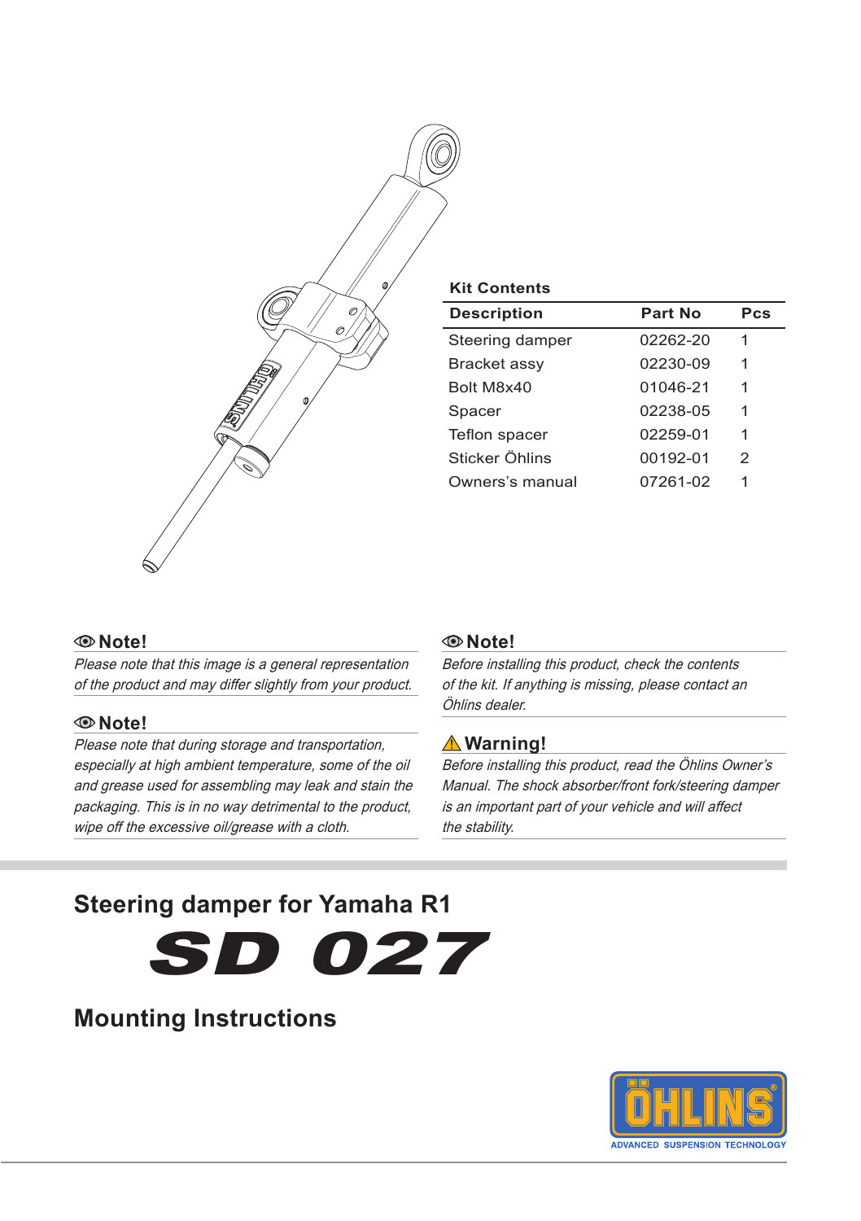## Kit Contents

| Description | Part No | Pcs |
|---|---|---|
| Steering damper | 02262-20 | 1 |
| Bracket assy | 02230-09 | 1 |
| Bolt M8x40 | 01046-21 | 1 |
| Spacer | 02238-05 | 1 |
| Teflon spacer | 02259-01 | 1 |
| Sticker Öhlins | 00192-01 | 2 |
| Owners's manual | 07261-02 | 1 |

### Note!

*Please note that this image is a general representation of the product and may differ slightly from your product.*

### Note!

*Please note that during storage and transportation, especially at high ambient temperature, some of the oil and grease used for assembling may leak and stain the packaging. This is in no way detrimental to the product, wipe off the excessive oil/grease with a cloth.*

### Note!

*Before installing this product, check the contents of the kit. If anything is missing, please contact an Öhlins dealer.*

### ⚠ Warning!

*Before installing this product, read the Öhlins Owner's Manual. The shock absorber/front fork/steering damper is an important part of your vehicle and will affect the stability.*

# Steering damper for Yamaha R1

# SD 027

## Mounting Instructions

ÖHLINS
ADVANCED SUSPENSION TECHNOLOGY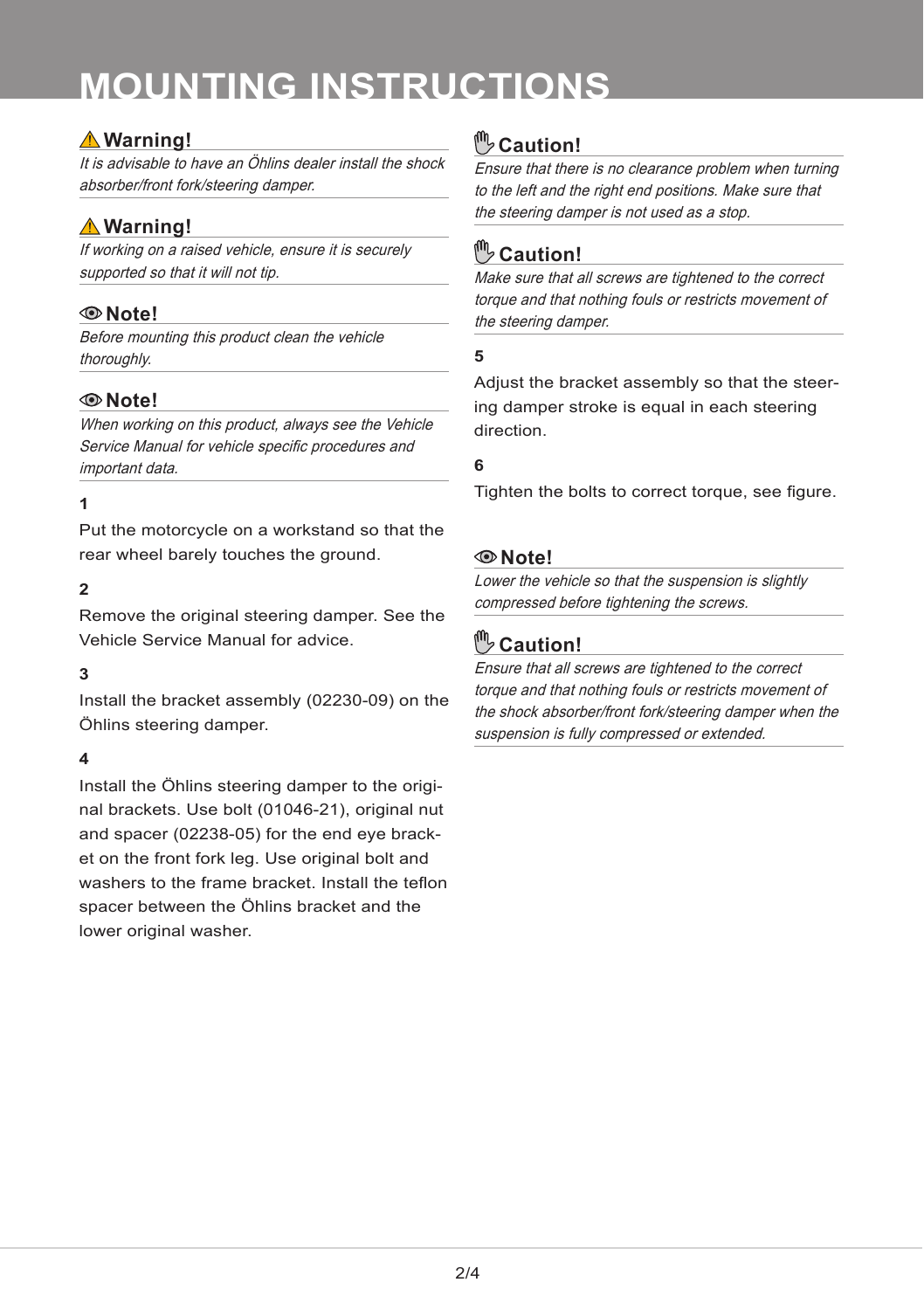# MOUNTING INSTRUCTIONS

### ⚠ Warning!

*It is advisable to have an Öhlins dealer install the shock absorber/front fork/steering damper.*

### ⚠ Warning!

*If working on a raised vehicle, ensure it is securely supported so that it will not tip.*

### Note!

*Before mounting this product clean the vehicle thoroughly.*

### Note!

*When working on this product, always see the Vehicle Service Manual for vehicle specific procedures and important data.*

**1**

Put the motorcycle on a workstand so that the rear wheel barely touches the ground.

**2**

Remove the original steering damper. See the Vehicle Service Manual for advice.

**3**

Install the bracket assembly (02230-09) on the Öhlins steering damper.

**4**

Install the Öhlins steering damper to the original brackets. Use bolt (01046-21), original nut and spacer (02238-05) for the end eye bracket on the front fork leg. Use original bolt and washers to the frame bracket. Install the teflon spacer between the Öhlins bracket and the lower original washer.

### Caution!

*Ensure that there is no clearance problem when turning to the left and the right end positions. Make sure that the steering damper is not used as a stop.*

### Caution!

*Make sure that all screws are tightened to the correct torque and that nothing fouls or restricts movement of the steering damper.*

**5**

Adjust the bracket assembly so that the steering damper stroke is equal in each steering direction.

**6**

Tighten the bolts to correct torque, see figure.

### Note!

*Lower the vehicle so that the suspension is slightly compressed before tightening the screws.*

### Caution!

*Ensure that all screws are tightened to the correct torque and that nothing fouls or restricts movement of the shock absorber/front fork/steering damper when the suspension is fully compressed or extended.*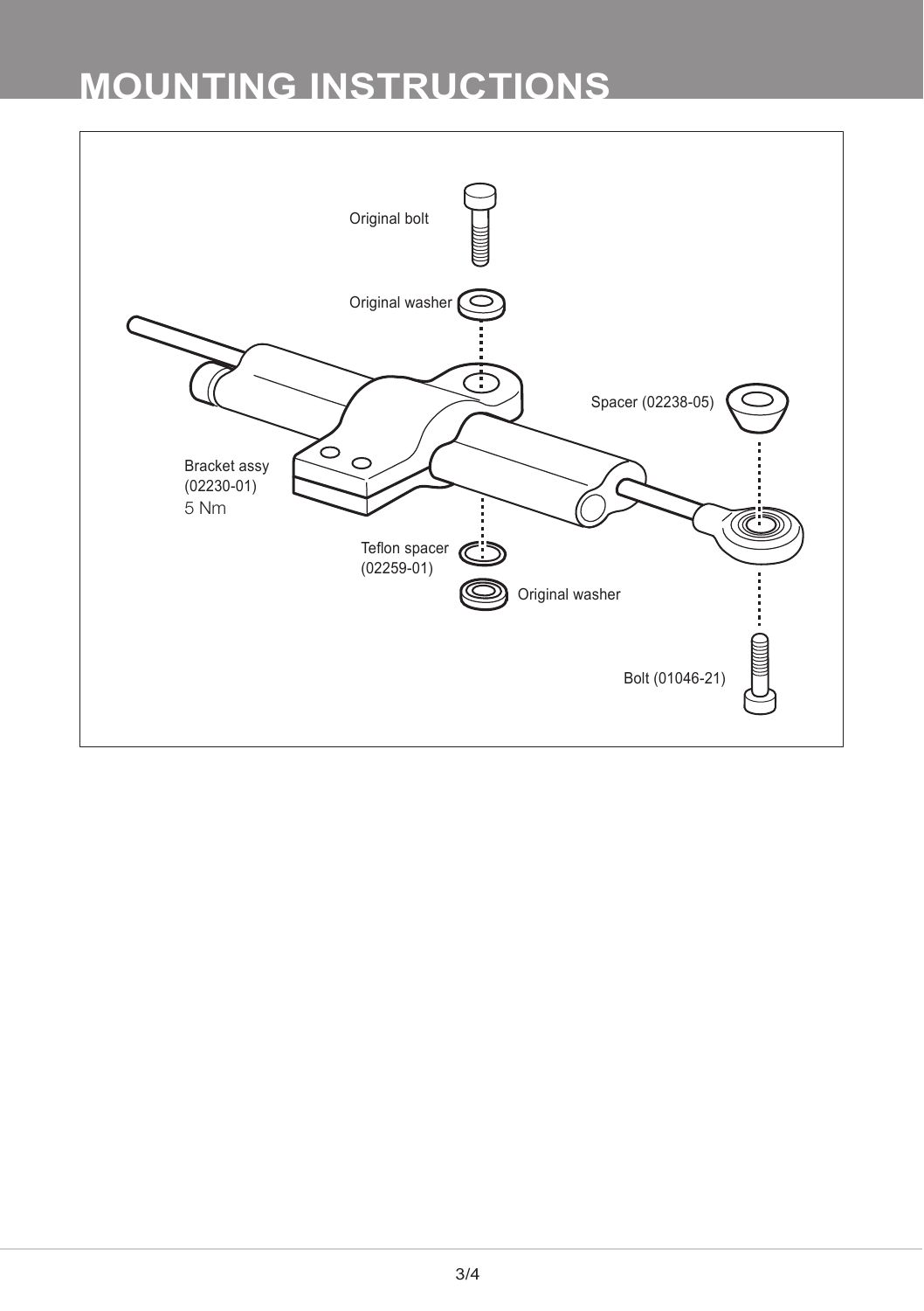# MOUNTING INSTRUCTIONS

Original bolt

Original washer

Spacer (02238-05)

Bracket assy (02230-01) 5 Nm

Teflon spacer (02259-01)

Original washer

Bolt (01046-21)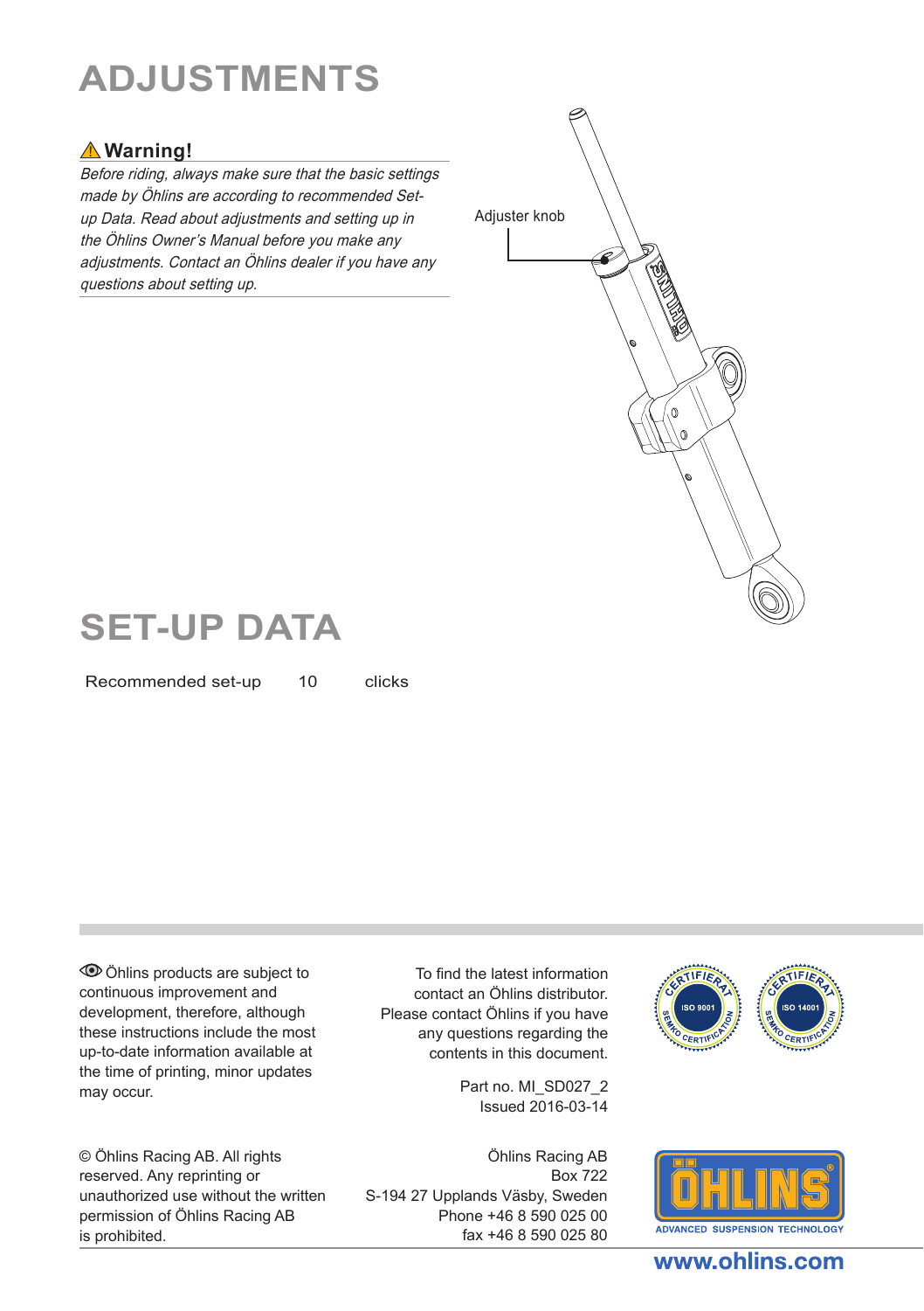# ADJUSTMENTS

### ⚠ Warning!

*Before riding, always make sure that the basic settings made by Öhlins are according to recommended Set-up Data. Read about adjustments and setting up in the Öhlins Owner's Manual before you make any adjustments. Contact an Öhlins dealer if you have any questions about setting up.*

Adjuster knob

# SET-UP DATA

| | | |
|---|---|---|
| Recommended set-up | 10 | clicks |

Öhlins products are subject to continuous improvement and development, therefore, although these instructions include the most up-to-date information available at the time of printing, minor updates may occur.

To find the latest information contact an Öhlins distributor. Please contact Öhlins if you have any questions regarding the contents in this document.

Part no. MI_SD027_2
Issued 2016-03-14

© Öhlins Racing AB. All rights reserved. Any reprinting or unauthorized use without the written permission of Öhlins Racing AB is prohibited.

Öhlins Racing AB
Box 722
S-194 27 Upplands Väsby, Sweden
Phone +46 8 590 025 00
fax +46 8 590 025 80

www.ohlins.com